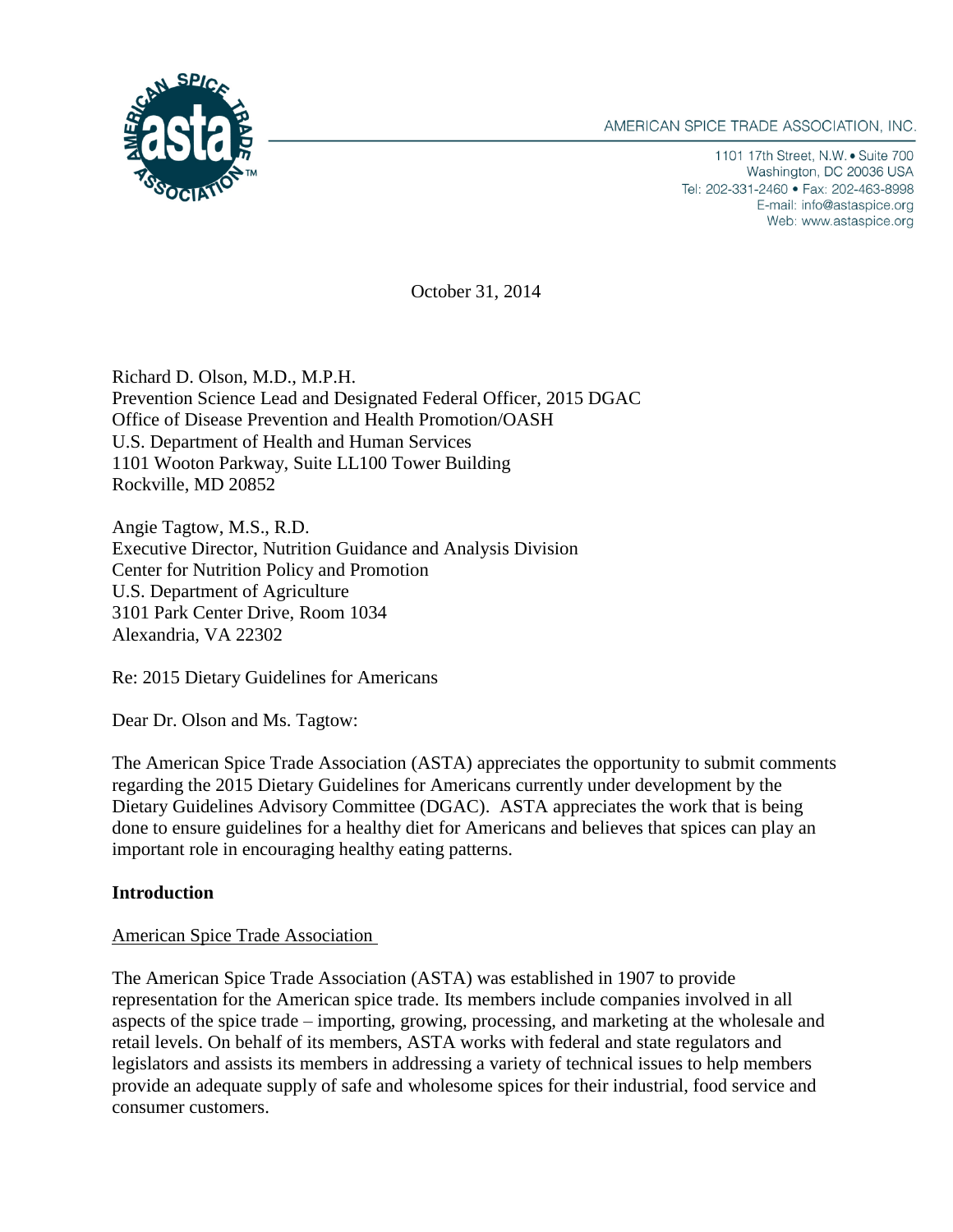AMERICAN SPICE TRADE ASSOCIATION, INC.

1101 17th Street, N.W. • Suite 700
Washington, DC 20036 USA
Tel: 202-331-2460 • Fax: 202-463-8998
E-mail: info@astaspice.org
Web: www.astaspice.org

October 31, 2014

Richard D. Olson, M.D., M.P.H.
Prevention Science Lead and Designated Federal Officer, 2015 DGAC
Office of Disease Prevention and Health Promotion/OASH
U.S. Department of Health and Human Services
1101 Wooton Parkway, Suite LL100 Tower Building
Rockville, MD 20852

Angie Tagtow, M.S., R.D.
Executive Director, Nutrition Guidance and Analysis Division
Center for Nutrition Policy and Promotion
U.S. Department of Agriculture
3101 Park Center Drive, Room 1034
Alexandria, VA 22302

Re: 2015 Dietary Guidelines for Americans

Dear Dr. Olson and Ms. Tagtow:

The American Spice Trade Association (ASTA) appreciates the opportunity to submit comments regarding the 2015 Dietary Guidelines for Americans currently under development by the Dietary Guidelines Advisory Committee (DGAC). ASTA appreciates the work that is being done to ensure guidelines for a healthy diet for Americans and believes that spices can play an important role in encouraging healthy eating patterns.

**Introduction**

American Spice Trade Association

The American Spice Trade Association (ASTA) was established in 1907 to provide representation for the American spice trade. Its members include companies involved in all aspects of the spice trade – importing, growing, processing, and marketing at the wholesale and retail levels. On behalf of its members, ASTA works with federal and state regulators and legislators and assists its members in addressing a variety of technical issues to help members provide an adequate supply of safe and wholesome spices for their industrial, food service and consumer customers.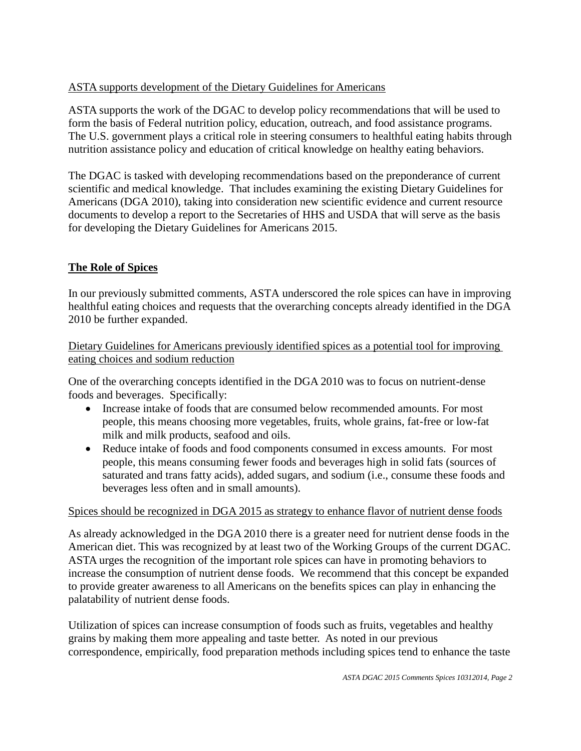<u>ASTA supports development of the Dietary Guidelines for Americans</u>

ASTA supports the work of the DGAC to develop policy recommendations that will be used to form the basis of Federal nutrition policy, education, outreach, and food assistance programs. The U.S. government plays a critical role in steering consumers to healthful eating habits through nutrition assistance policy and education of critical knowledge on healthy eating behaviors.

The DGAC is tasked with developing recommendations based on the preponderance of current scientific and medical knowledge. That includes examining the existing Dietary Guidelines for Americans (DGA 2010), taking into consideration new scientific evidence and current resource documents to develop a report to the Secretaries of HHS and USDA that will serve as the basis for developing the Dietary Guidelines for Americans 2015.

## The Role of Spices

In our previously submitted comments, ASTA underscored the role spices can have in improving healthful eating choices and requests that the overarching concepts already identified in the DGA 2010 be further expanded.

<u>Dietary Guidelines for Americans previously identified spices as a potential tool for improving eating choices and sodium reduction</u>

One of the overarching concepts identified in the DGA 2010 was to focus on nutrient-dense foods and beverages. Specifically:

- Increase intake of foods that are consumed below recommended amounts. For most people, this means choosing more vegetables, fruits, whole grains, fat-free or low-fat milk and milk products, seafood and oils.
- Reduce intake of foods and food components consumed in excess amounts. For most people, this means consuming fewer foods and beverages high in solid fats (sources of saturated and trans fatty acids), added sugars, and sodium (i.e., consume these foods and beverages less often and in small amounts).

<u>Spices should be recognized in DGA 2015 as strategy to enhance flavor of nutrient dense foods</u>

As already acknowledged in the DGA 2010 there is a greater need for nutrient dense foods in the American diet. This was recognized by at least two of the Working Groups of the current DGAC. ASTA urges the recognition of the important role spices can have in promoting behaviors to increase the consumption of nutrient dense foods. We recommend that this concept be expanded to provide greater awareness to all Americans on the benefits spices can play in enhancing the palatability of nutrient dense foods.

Utilization of spices can increase consumption of foods such as fruits, vegetables and healthy grains by making them more appealing and taste better. As noted in our previous correspondence, empirically, food preparation methods including spices tend to enhance the taste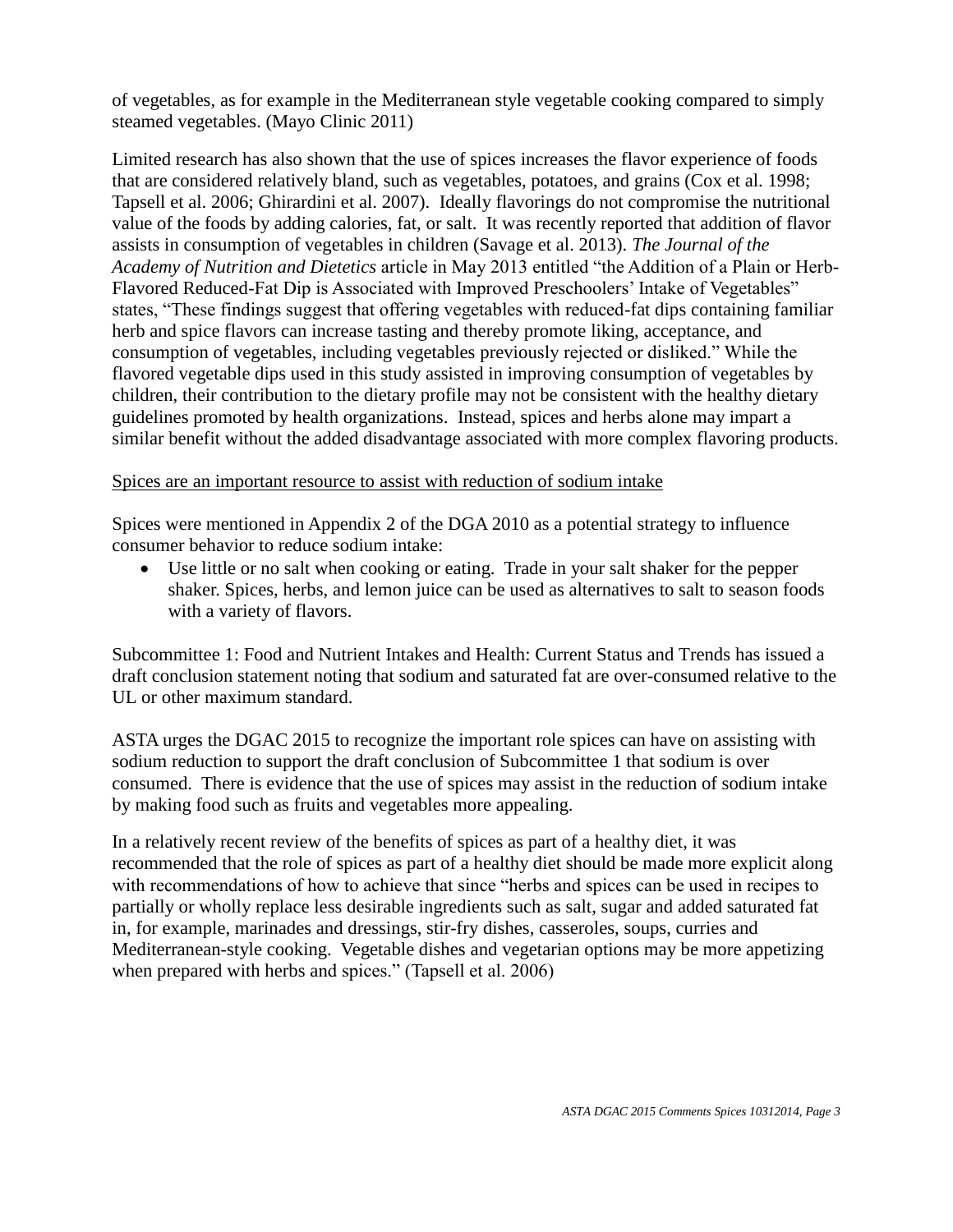of vegetables, as for example in the Mediterranean style vegetable cooking compared to simply steamed vegetables. (Mayo Clinic 2011)

Limited research has also shown that the use of spices increases the flavor experience of foods that are considered relatively bland, such as vegetables, potatoes, and grains (Cox et al. 1998; Tapsell et al. 2006; Ghirardini et al. 2007). Ideally flavorings do not compromise the nutritional value of the foods by adding calories, fat, or salt. It was recently reported that addition of flavor assists in consumption of vegetables in children (Savage et al. 2013). *The Journal of the Academy of Nutrition and Dietetics* article in May 2013 entitled "the Addition of a Plain or Herb-Flavored Reduced-Fat Dip is Associated with Improved Preschoolers' Intake of Vegetables" states, "These findings suggest that offering vegetables with reduced-fat dips containing familiar herb and spice flavors can increase tasting and thereby promote liking, acceptance, and consumption of vegetables, including vegetables previously rejected or disliked." While the flavored vegetable dips used in this study assisted in improving consumption of vegetables by children, their contribution to the dietary profile may not be consistent with the healthy dietary guidelines promoted by health organizations. Instead, spices and herbs alone may impart a similar benefit without the added disadvantage associated with more complex flavoring products.

<u>Spices are an important resource to assist with reduction of sodium intake</u>

Spices were mentioned in Appendix 2 of the DGA 2010 as a potential strategy to influence consumer behavior to reduce sodium intake:

- Use little or no salt when cooking or eating. Trade in your salt shaker for the pepper shaker. Spices, herbs, and lemon juice can be used as alternatives to salt to season foods with a variety of flavors.

Subcommittee 1: Food and Nutrient Intakes and Health: Current Status and Trends has issued a draft conclusion statement noting that sodium and saturated fat are over-consumed relative to the UL or other maximum standard.

ASTA urges the DGAC 2015 to recognize the important role spices can have on assisting with sodium reduction to support the draft conclusion of Subcommittee 1 that sodium is over consumed. There is evidence that the use of spices may assist in the reduction of sodium intake by making food such as fruits and vegetables more appealing.

In a relatively recent review of the benefits of spices as part of a healthy diet, it was recommended that the role of spices as part of a healthy diet should be made more explicit along with recommendations of how to achieve that since "herbs and spices can be used in recipes to partially or wholly replace less desirable ingredients such as salt, sugar and added saturated fat in, for example, marinades and dressings, stir-fry dishes, casseroles, soups, curries and Mediterranean-style cooking. Vegetable dishes and vegetarian options may be more appetizing when prepared with herbs and spices." (Tapsell et al. 2006)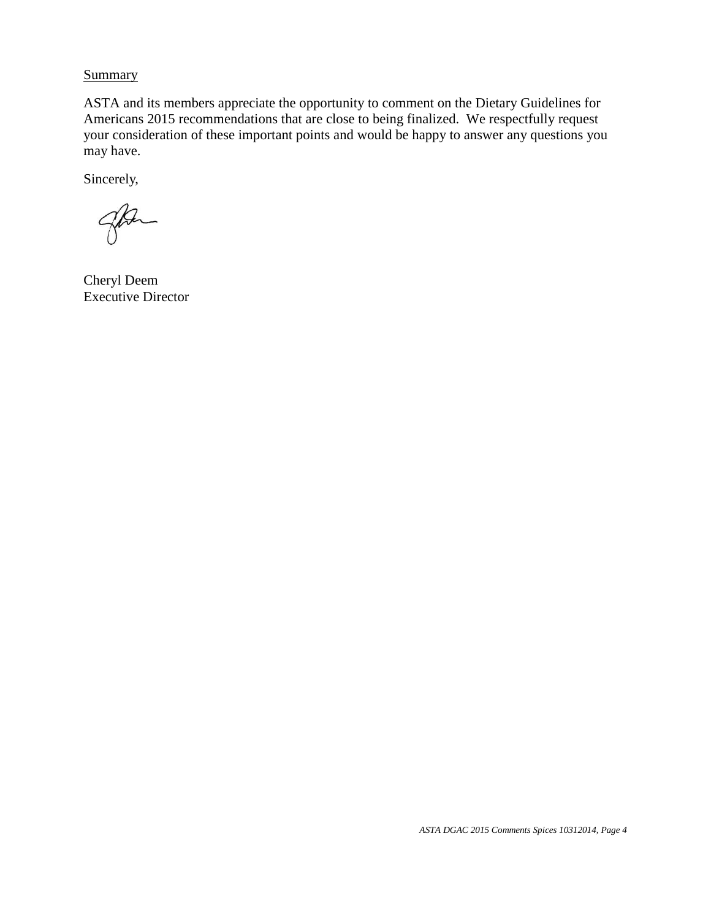Summary

ASTA and its members appreciate the opportunity to comment on the Dietary Guidelines for Americans 2015 recommendations that are close to being finalized. We respectfully request your consideration of these important points and would be happy to answer any questions you may have.

Sincerely,

Cheryl Deem  
Executive Director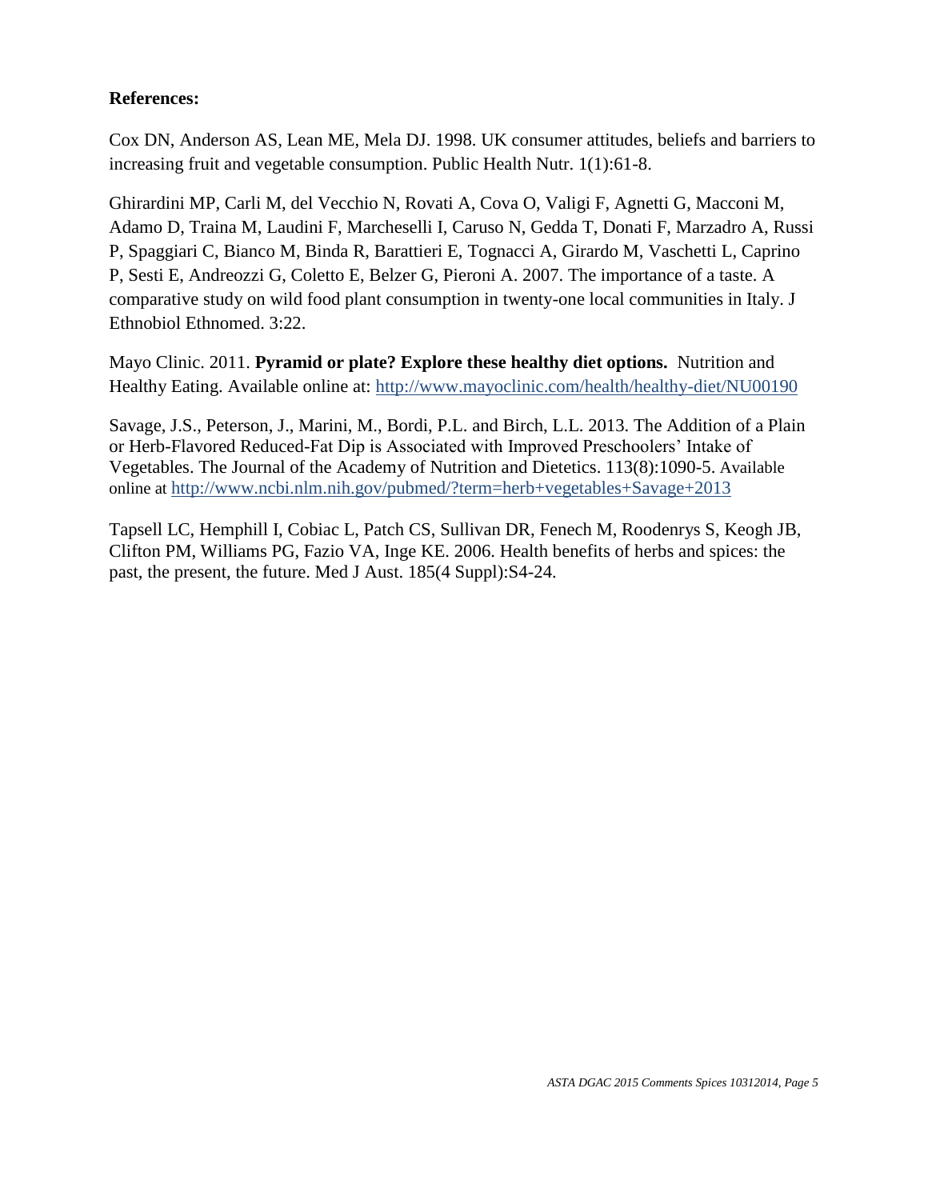**References:**

Cox DN, Anderson AS, Lean ME, Mela DJ. 1998. UK consumer attitudes, beliefs and barriers to increasing fruit and vegetable consumption. Public Health Nutr. 1(1):61-8.

Ghirardini MP, Carli M, del Vecchio N, Rovati A, Cova O, Valigi F, Agnetti G, Macconi M, Adamo D, Traina M, Laudini F, Marcheselli I, Caruso N, Gedda T, Donati F, Marzadro A, Russi P, Spaggiari C, Bianco M, Binda R, Barattieri E, Tognacci A, Girardo M, Vaschetti L, Caprino P, Sesti E, Andreozzi G, Coletto E, Belzer G, Pieroni A. 2007. The importance of a taste. A comparative study on wild food plant consumption in twenty-one local communities in Italy. J Ethnobiol Ethnomed. 3:22.

Mayo Clinic. 2011. **Pyramid or plate? Explore these healthy diet options.** Nutrition and Healthy Eating. Available online at: http://www.mayoclinic.com/health/healthy-diet/NU00190

Savage, J.S., Peterson, J., Marini, M., Bordi, P.L. and Birch, L.L. 2013. The Addition of a Plain or Herb-Flavored Reduced-Fat Dip is Associated with Improved Preschoolers' Intake of Vegetables. The Journal of the Academy of Nutrition and Dietetics. 113(8):1090-5. Available online at http://www.ncbi.nlm.nih.gov/pubmed/?term=herb+vegetables+Savage+2013

Tapsell LC, Hemphill I, Cobiac L, Patch CS, Sullivan DR, Fenech M, Roodenrys S, Keogh JB, Clifton PM, Williams PG, Fazio VA, Inge KE. 2006. Health benefits of herbs and spices: the past, the present, the future. Med J Aust. 185(4 Suppl):S4-24.